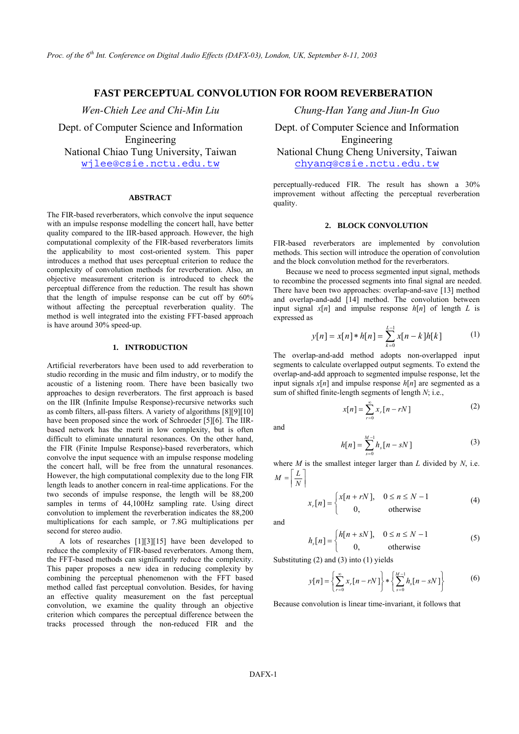# FAST PERCEPTUAL CONVOLUTION FOR ROOM REVERBERATION

*Wen-Chieh Lee and Chi-Min Liu*

Dept. of Computer Science and Information Engineering
National Chiao Tung University, Taiwan
wjlee@csie.nctu.edu.tw

*Chung-Han Yang and Jiun-In Guo*

Dept. of Computer Science and Information Engineering
National Chung Cheng University, Taiwan
chyang@csie.nctu.edu.tw

## ABSTRACT

The FIR-based reverberators, which convolve the input sequence with an impulse response modelling the concert hall, have better quality compared to the IIR-based approach. However, the high computational complexity of the FIR-based reverberators limits the applicability to most cost-oriented system. This paper introduces a method that uses perceptual criterion to reduce the complexity of convolution methods for reverberation. Also, an objective measurement criterion is introduced to check the perceptual difference from the reduction. The result has shown that the length of impulse response can be cut off by 60% without affecting the perceptual reverberation quality. The method is well integrated into the existing FFT-based approach is have around 30% speed-up.

## 1. INTRODUCTION

Artificial reverberators have been used to add reverberation to studio recording in the music and film industry, or to modify the acoustic of a listening room. There have been basically two approaches to design reverberators. The first approach is based on the IIR (Infinite Impulse Response)-recursive networks such as comb filters, all-pass filters. A variety of algorithms [8][9][10] have been proposed since the work of Schroeder [5][6]. The IIR-based network has the merit in low complexity, but is often difficult to eliminate unnatural resonances. On the other hand, the FIR (Finite Impulse Response)-based reverberators, which convolve the input sequence with an impulse response modeling the concert hall, will be free from the unnatural resonances. However, the high computational complexity due to the long FIR length leads to another concern in real-time applications. For the two seconds of impulse response, the length will be 88,200 samples in terms of 44,100Hz sampling rate. Using direct convolution to implement the reverberation indicates the 88,200 multiplications for each sample, or 7.8G multiplications per second for stereo audio.

A lots of researches [1][3][15] have been developed to reduce the complexity of FIR-based reverberators. Among them, the FFT-based methods can significantly reduce the complexity. This paper proposes a new idea in reducing complexity by combining the perceptual phenomenon with the FFT based method called fast perceptual convolution. Besides, for having an effective quality measurement on the fast perceptual convolution, we examine the quality through an objective criterion which compares the perceptual difference between the tracks processed through the non-reduced FIR and the perceptually-reduced FIR. The result has shown a 30% improvement without affecting the perceptual reverberation quality.

## 2. BLOCK CONVOLUTION

FIR-based reverberators are implemented by convolution methods. This section will introduce the operation of convolution and the block convolution method for the reverberators.

Because we need to process segmented input signal, methods to recombine the processed segments into final signal are needed. There have been two approaches: overlap-and-save [13] method and overlap-and-add [14] method. The convolution between input signal $x[n]$ and impulse response $h[n]$ of length $L$ is expressed as

$$y[n] = x[n] * h[n] = \sum_{k=0}^{L-1} x[n-k]h[k] \tag{1}$$

The overlap-and-add method adopts non-overlapped input segments to calculate overlapped output segments. To extend the overlap-and-add approach to segmented impulse response, let the input signals $x[n]$ and impulse response $h[n]$ are segmented as a sum of shifted finite-length segments of length $N$; i.e.,

$$x[n] = \sum_{r=0}^{\infty} x_r[n - rN] \tag{2}$$

and

$$h[n] = \sum_{s=0}^{M-1} h_s[n - sN] \tag{3}$$

where $M$ is the smallest integer larger than $L$ divided by $N$, i.e. $M = \left\lceil \frac{L}{N} \right\rceil$

$$x_r[n] = \begin{cases} x[n + rN], & 0 \le n \le N-1 \\ 0, & \text{otherwise} \end{cases} \tag{4}$$

and

$$h_s[n] = \begin{cases} h[n + sN], & 0 \le n \le N-1 \\ 0, & \text{otherwise} \end{cases} \tag{5}$$

Substituting (2) and (3) into (1) yields

$$y[n] = \left\{ \sum_{r=0}^{\infty} x_r[n - rN] \right\} * \left\{ \sum_{s=0}^{M-1} h_s[n - sN] \right\} \tag{6}$$

Because convolution is linear time-invariant, it follows that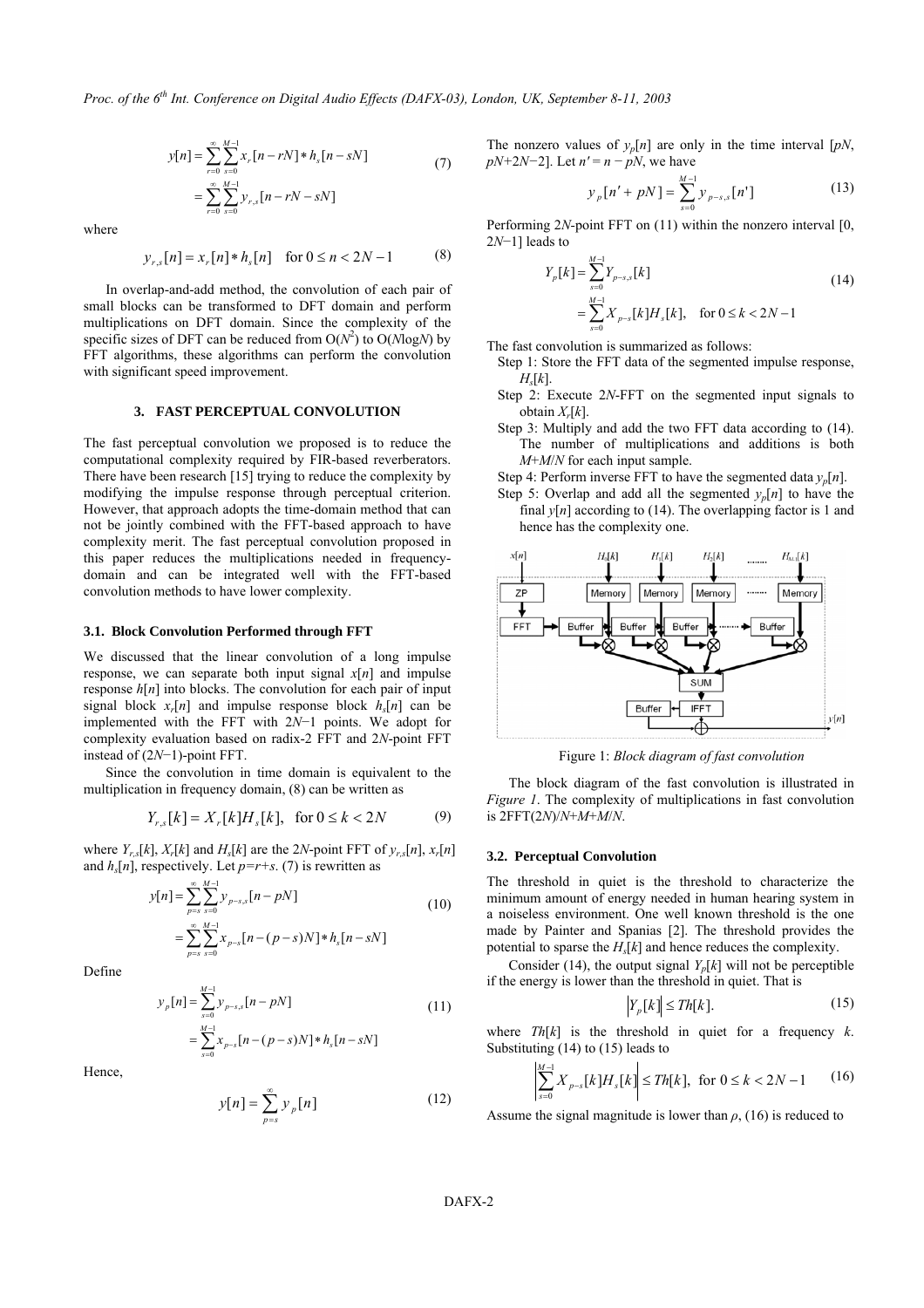$$
\begin{aligned}
y[n] &= \sum_{r=0}^{\infty}\sum_{s=0}^{M-1} x_r[n-rN] * h_s[n-sN] \\
&= \sum_{r=0}^{\infty}\sum_{s=0}^{M-1} y_{r,s}[n-rN-sN]
\end{aligned}
\tag{7}
$$

where

$$
y_{r,s}[n] = x_r[n] * h_s[n] \quad \text{for } 0 \le n < 2N-1 \tag{8}
$$

In overlap-and-add method, the convolution of each pair of small blocks can be transformed to DFT domain and perform multiplications on DFT domain. Since the complexity of the specific sizes of DFT can be reduced from $O(N^2)$ to $O(N\log N)$ by FFT algorithms, these algorithms can perform the convolution with significant speed improvement.

## 3. FAST PERCEPTUAL CONVOLUTION

The fast perceptual convolution we proposed is to reduce the computational complexity required by FIR-based reverberators. There have been research [15] trying to reduce the complexity by modifying the impulse response through perceptual criterion. However, that approach adopts the time-domain method that can not be jointly combined with the FFT-based approach to have complexity merit. The fast perceptual convolution proposed in this paper reduces the multiplications needed in frequency-domain and can be integrated well with the FFT-based convolution methods to have lower complexity.

### 3.1. Block Convolution Performed through FFT

We discussed that the linear convolution of a long impulse response, we can separate both input signal $x[n]$ and impulse response $h[n]$ into blocks. The convolution for each pair of input signal block $x_r[n]$ and impulse response block $h_s[n]$ can be implemented with the FFT with $2N-1$ points. We adopt for complexity evaluation based on radix-2 FFT and $2N$-point FFT instead of $(2N-1)$-point FFT.

Since the convolution in time domain is equivalent to the multiplication in frequency domain, (8) can be written as

$$
Y_{r,s}[k] = X_r[k] H_s[k], \quad \text{for } 0 \le k < 2N \tag{9}
$$

where $Y_{r,s}[k]$, $X_r[k]$ and $H_s[k]$ are the $2N$-point FFT of $y_{r,s}[n]$, $x_r[n]$ and $h_s[n]$, respectively. Let $p=r+s$. (7) is rewritten as

$$
\begin{aligned}
y[n] &= \sum_{p=s}^{\infty}\sum_{s=0}^{M-1} y_{p-s,s}[n-pN] \\
&= \sum_{p=s}^{\infty}\sum_{s=0}^{M-1} x_{p-s}[n-(p-s)N] * h_s[n-sN]
\end{aligned}
\tag{10}
$$

Define

$$
\begin{aligned}
y_p[n] &= \sum_{s=0}^{M-1} y_{p-s,s}[n-pN] \\
&= \sum_{s=0}^{M-1} x_{p-s}[n-(p-s)N] * h_s[n-sN]
\end{aligned}
\tag{11}
$$

Hence,

$$
y[n] = \sum_{p=s}^{\infty} y_p[n] \tag{12}
$$

The nonzero values of $y_p[n]$ are only in the time interval $[pN, pN+2N-2]$. Let $n' = n - pN$, we have

$$
y_p[n' + pN] = \sum_{s=0}^{M-1} y_{p-s,s}[n'] \tag{13}
$$

Performing $2N$-point FFT on (11) within the nonzero interval $[0, 2N-1]$ leads to

$$
\begin{aligned}
Y_p[k] &= \sum_{s=0}^{M-1} Y_{p-s,s}[k] \\
&= \sum_{s=0}^{M-1} X_{p-s}[k] H_s[k], \quad \text{for } 0 \le k < 2N-1
\end{aligned}
\tag{14}
$$

The fast convolution is summarized as follows:

- Step 1: Store the FFT data of the segmented impulse response, $H_s[k]$.
- Step 2: Execute $2N$-FFT on the segmented input signals to obtain $X_r[k]$.
- Step 3: Multiply and add the two FFT data according to (14). The number of multiplications and additions is both $M+M/N$ for each input sample.
- Step 4: Perform inverse FFT to have the segmented data $y_p[n]$.
- Step 5: Overlap and add all the segmented $y_p[n]$ to have the final $y[n]$ according to (14). The overlapping factor is 1 and hence has the complexity one.

Figure 1: *Block diagram of fast convolution*

The block diagram of the fast convolution is illustrated in *Figure 1*. The complexity of multiplications in fast convolution is $2\text{FFT}(2N)/N+M+M/N$.

### 3.2. Perceptual Convolution

The threshold in quiet is the threshold to characterize the minimum amount of energy needed in human hearing system in a noiseless environment. One well known threshold is the one made by Painter and Spanias [2]. The threshold provides the potential to sparse the $H_s[k]$ and hence reduces the complexity.

Consider (14), the output signal $Y_p[k]$ will not be perceptible if the energy is lower than the threshold in quiet. That is

$$
\left|Y_p[k]\right| \le Th[k]. \tag{15}
$$

where $Th[k]$ is the threshold in quiet for a frequency $k$. Substituting (14) to (15) leads to

$$
\left|\sum_{s=0}^{M-1} X_{p-s}[k] H_s[k]\right| \le Th[k], \quad \text{for } 0 \le k < 2N-1 \tag{16}
$$

Assume the signal magnitude is lower than $\rho$, (16) is reduced to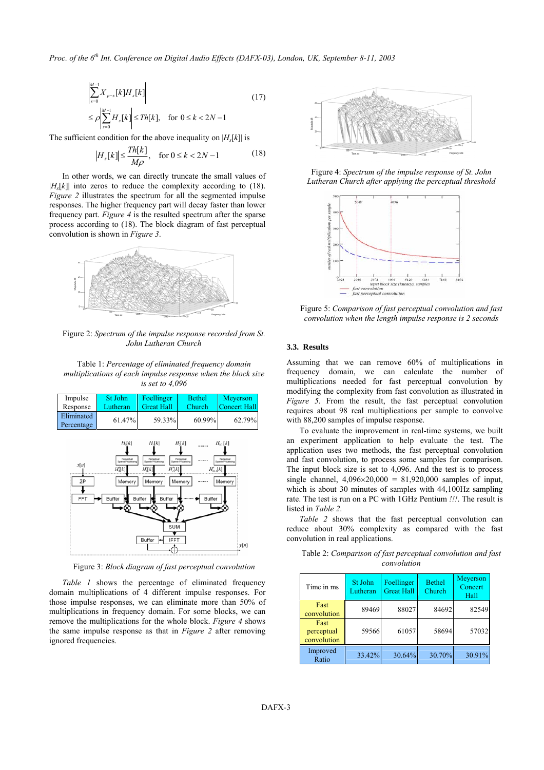$$\left|\sum_{s=0}^{M-1} X_{p-s}[k] H_s[k]\right| \tag{17}$$

$$\leq \rho \left|\sum_{s=0}^{M-1} H_s[k]\right| \leq Th[k], \quad \text{for } 0 \leq k < 2N-1$$

The sufficient condition for the above inequality on $|H_s[k]|$ is

$$|H_s[k]| \leq \frac{Th[k]}{M\rho}, \quad \text{for } 0 \leq k < 2N-1 \tag{18}$$

In other words, we can directly truncate the small values of $|H_s[k]|$ into zeros to reduce the complexity according to (18). *Figure 2* illustrates the spectrum for all the segmented impulse responses. The higher frequency part will decay faster than lower frequency part. *Figure 4* is the resulted spectrum after the sparse process according to (18). The block diagram of fast perceptual convolution is shown in *Figure 3*.

Figure 2: *Spectrum of the impulse response recorded from St. John Lutheran Church*

Table 1: *Percentage of eliminated frequency domain multiplications of each impulse response when the block size is set to 4,096*

| Impulse Response | St John Lutheran | Foellinger Great Hall | Bethel Church | Meyerson Concert Hall |
|---|---|---|---|---|
| Eliminated Percentage | 61.47% | 59.33% | 60.99% | 62.79% |

Figure 3: *Block diagram of fast perceptual convolution*

*Table 1* shows the percentage of eliminated frequency domain multiplications of 4 different impulse responses. For those impulse responses, we can eliminate more than 50% of multiplications in frequency domain. For some blocks, we can remove the multiplications for the whole block. *Figure 4* shows the same impulse response as that in *Figure 2* after removing ignored frequencies.

Figure 4: *Spectrum of the impulse response of St. John Lutheran Church after applying the perceptual threshold*

Figure 5: *Comparison of fast perceptual convolution and fast convolution when the length impulse response is 2 seconds*

### 3.3. Results

Assuming that we can remove 60% of multiplications in frequency domain, we can calculate the number of multiplications needed for fast perceptual convolution by modifying the complexity from fast convolution as illustrated in *Figure 5*. From the result, the fast perceptual convolution requires about 98 real multiplications per sample to convolve with 88,200 samples of impulse response.

To evaluate the improvement in real-time systems, we built an experiment application to help evaluate the test. The application uses two methods, the fast perceptual convolution and fast convolution, to process some samples for comparison. The input block size is set to 4,096. And the test is to process single channel, 4,096×20,000 = 81,920,000 samples of input, which is about 30 minutes of samples with 44,100Hz sampling rate. The test is run on a PC with 1GHz Pentium *!!!*. The result is listed in *Table 2*.

*Table 2* shows that the fast perceptual convolution can reduce about 30% complexity as compared with the fast convolution in real applications.

Table 2: *Comparison of fast perceptual convolution and fast convolution*

| Time in ms | St John Lutheran | Foellinger Great Hall | Bethel Church | Meyerson Concert Hall |
|---|---|---|---|---|
| Fast convolution | 89469 | 88027 | 84692 | 82549 |
| Fast perceptual convolution | 59566 | 61057 | 58694 | 57032 |
| Improved Ratio | 33.42% | 30.64% | 30.70% | 30.91% |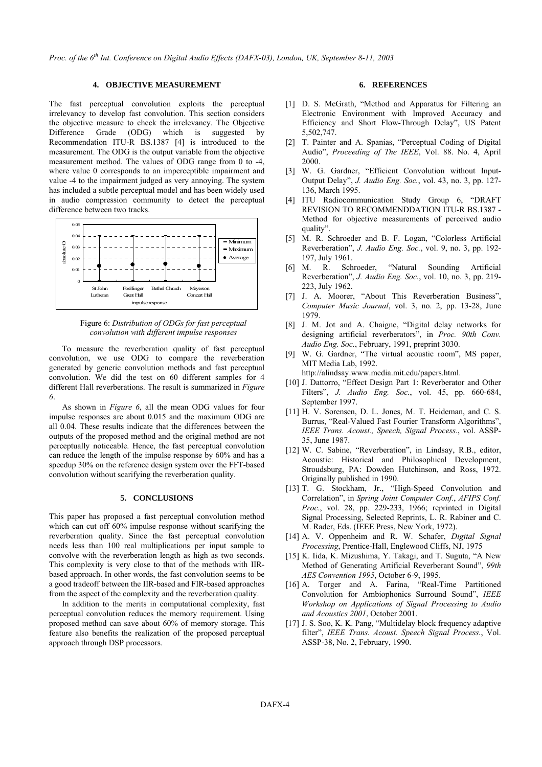## 4. OBJECTIVE MEASUREMENT

The fast perceptual convolution exploits the perceptual irrelevancy to develop fast convolution. This section considers the objective measure to check the irrelevancy. The Objective Difference Grade (ODG) which is suggested by Recommendation ITU-R BS.1387 [4] is introduced to the measurement. The ODG is the output variable from the objective measurement method. The values of ODG range from 0 to -4, where value 0 corresponds to an imperceptible impairment and value -4 to the impairment judged as very annoying. The system has included a subtle perceptual model and has been widely used in audio compression community to detect the perceptual difference between two tracks.

0.05
0.04
0.03
0.02
0.01
0
absolute Ol
St John Lutheran
Foellinger Great Hall
Bethel Church
Meyerson Concert Hall
impulse response
Minimum
Maximum
Average

Figure 6: *Distribution of ODGs for fast perceptual convolution with different impulse responses*

To measure the reverberation quality of fast perceptual convolution, we use ODG to compare the reverberation generated by generic convolution methods and fast perceptual convolution. We did the test on 60 different samples for 4 different Hall reverberations. The result is summarized in *Figure 6*.

As shown in *Figure 6*, all the mean ODG values for four impulse responses are about 0.015 and the maximum ODG are all 0.04. These results indicate that the differences between the outputs of the proposed method and the original method are not perceptually noticeable. Hence, the fast perceptual convolution can reduce the length of the impulse response by 60% and has a speedup 30% on the reference design system over the FFT-based convolution without scarifying the reverberation quality.

## 5. CONCLUSIONS

This paper has proposed a fast perceptual convolution method which can cut off 60% impulse response without scarifying the reverberation quality. Since the fast perceptual convolution needs less than 100 real multiplications per input sample to convolve with the reverberation length as high as two seconds. This complexity is very close to that of the methods with IIR-based approach. In other words, the fast convolution seems to be a good tradeoff between the IIR-based and FIR-based approaches from the aspect of the complexity and the reverberation quality.

In addition to the merits in computational complexity, fast perceptual convolution reduces the memory requirement. Using proposed method can save about 60% of memory storage. This feature also benefits the realization of the proposed perceptual approach through DSP processors.

## 6. REFERENCES

[1] D. S. McGrath, "Method and Apparatus for Filtering an Electronic Environment with Improved Accuracy and Efficiency and Short Flow-Through Delay", US Patent 5,502,747.

[2] T. Painter and A. Spanias, "Perceptual Coding of Digital Audio", *Proceeding of The IEEE*, Vol. 88. No. 4, April 2000.

[3] W. G. Gardner, "Efficient Convolution without Input-Output Delay", *J. Audio Eng. Soc.*, vol. 43, no. 3, pp. 127-136, March 1995.

[4] ITU Radiocommunication Study Group 6, "DRAFT REVISION TO RECOMMENDDATION ITU-R BS.1387 - Method for objective measurements of perceived audio quality".

[5] M. R. Schroeder and B. F. Logan, "Colorless Artificial Reverberation", *J. Audio Eng. Soc.*, vol. 9, no. 3, pp. 192-197, July 1961.

[6] M. R. Schroeder, "Natural Sounding Artificial Reverberation", *J. Audio Eng. Soc.*, vol. 10, no. 3, pp. 219-223, July 1962.

[7] J. A. Moorer, "About This Reverberation Business", *Computer Music Journal*, vol. 3, no. 2, pp. 13-28, June 1979.

[8] J. M. Jot and A. Chaigne, "Digital delay networks for designing artificial reverberators", in *Proc. 90th Conv. Audio Eng. Soc.*, February, 1991, preprint 3030.

[9] W. G. Gardner, "The virtual acoustic room", MS paper, MIT Media Lab, 1992. http://alindsay.www.media.mit.edu/papers.html.

[10] J. Dattorro, "Effect Design Part 1: Reverberator and Other Filters", *J. Audio Eng. Soc.*, vol. 45, pp. 660-684, September 1997.

[11] H. V. Sorensen, D. L. Jones, M. T. Heideman, and C. S. Burrus, "Real-Valued Fast Fourier Transform Algorithms", *IEEE Trans. Acoust., Speech, Signal Process.*, vol. ASSP-35, June 1987.

[12] W. C. Sabine, "Reverberation", in Lindsay, R.B., editor, Acoustic: Historical and Philosophical Development, Stroudsburg, PA: Dowden Hutchinson, and Ross, 1972. Originally published in 1990.

[13] T. G. Stockham, Jr., "High-Speed Convolution and Correlation", in *Spring Joint Computer Conf.*, *AFIPS Conf. Proc.*, vol. 28, pp. 229-233, 1966; reprinted in Digital Signal Processing, Selected Reprints, L. R. Rabiner and C. M. Rader, Eds. (IEEE Press, New York, 1972).

[14] A. V. Oppenheim and R. W. Schafer, *Digital Signal Processing*, Prentice-Hall, Englewood Cliffs, NJ, 1975

[15] K. Iida, K. Mizushima, Y. Takagi, and T. Suguta, "A New Method of Generating Artificial Reverberant Sound", *99th AES Convention 1995*, October 6-9, 1995.

[16] A. Torger and A. Farina, "Real-Time Partitioned Convolution for Ambiophonics Surround Sound", *IEEE Workshop on Applications of Signal Processing to Audio and Acoustics 2001*, October 2001.

[17] J. S. Soo, K. K. Pang, "Multidelay block frequency adaptive filter", *IEEE Trans. Acoust. Speech Signal Process.*, Vol. ASSP-38, No. 2, February, 1990.